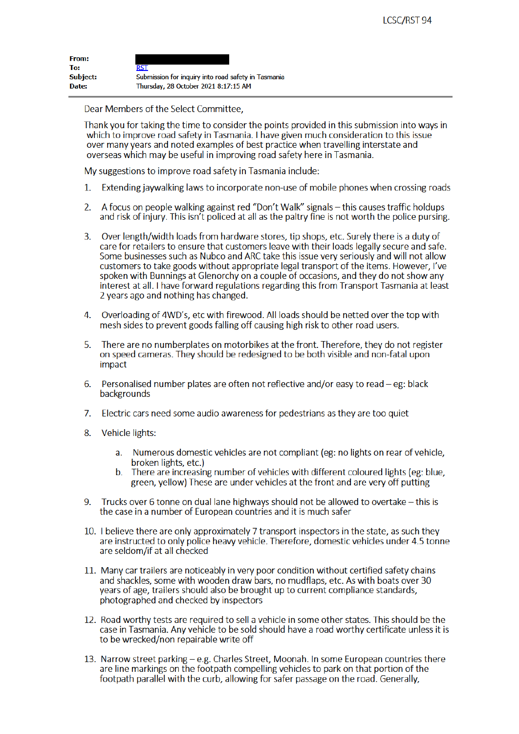LCSC/RST 94

**From:** 
**To:** RST
**Subject:** Submission for inquiry into road safety in Tasmania
**Date:** Thursday, 28 October 2021 8:17:15 AM

---

Dear Members of the Select Committee,

Thank you for taking the time to consider the points provided in this submission into ways in which to improve road safety in Tasmania. I have given much consideration to this issue over many years and noted examples of best practice when travelling interstate and overseas which may be useful in improving road safety here in Tasmania.

My suggestions to improve road safety in Tasmania include:

1. Extending jaywalking laws to incorporate non-use of mobile phones when crossing roads
2. A focus on people walking against red "Don't Walk" signals – this causes traffic holdups and risk of injury. This isn't policed at all as the paltry fine is not worth the police pursing.
3. Over length/width loads from hardware stores, tip shops, etc. Surely there is a duty of care for retailers to ensure that customers leave with their loads legally secure and safe. Some businesses such as Nubco and ARC take this issue very seriously and will not allow customers to take goods without appropriate legal transport of the items. However, I've spoken with Bunnings at Glenorchy on a couple of occasions, and they do not show any interest at all. I have forward regulations regarding this from Transport Tasmania at least 2 years ago and nothing has changed.
4. Overloading of 4WD's, etc with firewood. All loads should be netted over the top with mesh sides to prevent goods falling off causing high risk to other road users.
5. There are no numberplates on motorbikes at the front. Therefore, they do not register on speed cameras. They should be redesigned to be both visible and non-fatal upon impact
6. Personalised number plates are often not reflective and/or easy to read – eg: black backgrounds
7. Electric cars need some audio awareness for pedestrians as they are too quiet
8. Vehicle lights:
    a. Numerous domestic vehicles are not compliant (eg: no lights on rear of vehicle, broken lights, etc.)
    b. There are increasing number of vehicles with different coloured lights (eg: blue, green, yellow) These are under vehicles at the front and are very off putting
9. Trucks over 6 tonne on dual lane highways should not be allowed to overtake – this is the case in a number of European countries and it is much safer
10. I believe there are only approximately 7 transport inspectors in the state, as such they are instructed to only police heavy vehicle. Therefore, domestic vehicles under 4.5 tonne are seldom/if at all checked
11. Many car trailers are noticeably in very poor condition without certified safety chains and shackles, some with wooden draw bars, no mudflaps, etc. As with boats over 30 years of age, trailers should also be brought up to current compliance standards, photographed and checked by inspectors
12. Road worthy tests are required to sell a vehicle in some other states. This should be the case in Tasmania. Any vehicle to be sold should have a road worthy certificate unless it is to be wrecked/non repairable write off
13. Narrow street parking – e.g. Charles Street, Moonah. In some European countries there are line markings on the footpath compelling vehicles to park on that portion of the footpath parallel with the curb, allowing for safer passage on the road. Generally,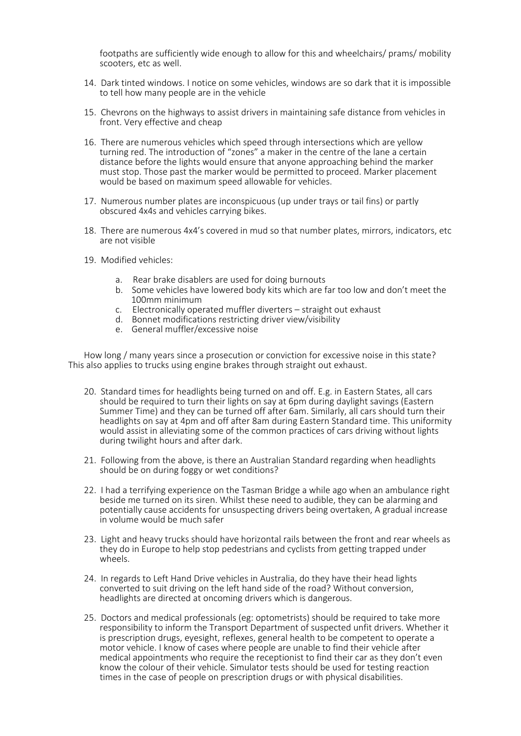footpaths are sufficiently wide enough to allow for this and wheelchairs/ prams/ mobility scooters, etc as well.

14. Dark tinted windows. I notice on some vehicles, windows are so dark that it is impossible to tell how many people are in the vehicle

15. Chevrons on the highways to assist drivers in maintaining safe distance from vehicles in front. Very effective and cheap

16. There are numerous vehicles which speed through intersections which are yellow turning red. The introduction of "zones" a maker in the centre of the lane a certain distance before the lights would ensure that anyone approaching behind the marker must stop. Those past the marker would be permitted to proceed. Marker placement would be based on maximum speed allowable for vehicles.

17. Numerous number plates are inconspicuous (up under trays or tail fins) or partly obscured 4x4s and vehicles carrying bikes.

18. There are numerous 4x4's covered in mud so that number plates, mirrors, indicators, etc are not visible

19. Modified vehicles:

    a. Rear brake disablers are used for doing burnouts
    b. Some vehicles have lowered body kits which are far too low and don't meet the 100mm minimum
    c. Electronically operated muffler diverters – straight out exhaust
    d. Bonnet modifications restricting driver view/visibility
    e. General muffler/excessive noise

How long / many years since a prosecution or conviction for excessive noise in this state? This also applies to trucks using engine brakes through straight out exhaust.

20. Standard times for headlights being turned on and off. E.g. in Eastern States, all cars should be required to turn their lights on say at 6pm during daylight savings (Eastern Summer Time) and they can be turned off after 6am. Similarly, all cars should turn their headlights on say at 4pm and off after 8am during Eastern Standard time. This uniformity would assist in alleviating some of the common practices of cars driving without lights during twilight hours and after dark.

21. Following from the above, is there an Australian Standard regarding when headlights should be on during foggy or wet conditions?

22. I had a terrifying experience on the Tasman Bridge a while ago when an ambulance right beside me turned on its siren. Whilst these need to audible, they can be alarming and potentially cause accidents for unsuspecting drivers being overtaken, A gradual increase in volume would be much safer

23. Light and heavy trucks should have horizontal rails between the front and rear wheels as they do in Europe to help stop pedestrians and cyclists from getting trapped under wheels.

24. In regards to Left Hand Drive vehicles in Australia, do they have their head lights converted to suit driving on the left hand side of the road? Without conversion, headlights are directed at oncoming drivers which is dangerous.

25. Doctors and medical professionals (eg: optometrists) should be required to take more responsibility to inform the Transport Department of suspected unfit drivers. Whether it is prescription drugs, eyesight, reflexes, general health to be competent to operate a motor vehicle. I know of cases where people are unable to find their vehicle after medical appointments who require the receptionist to find their car as they don't even know the colour of their vehicle. Simulator tests should be used for testing reaction times in the case of people on prescription drugs or with physical disabilities.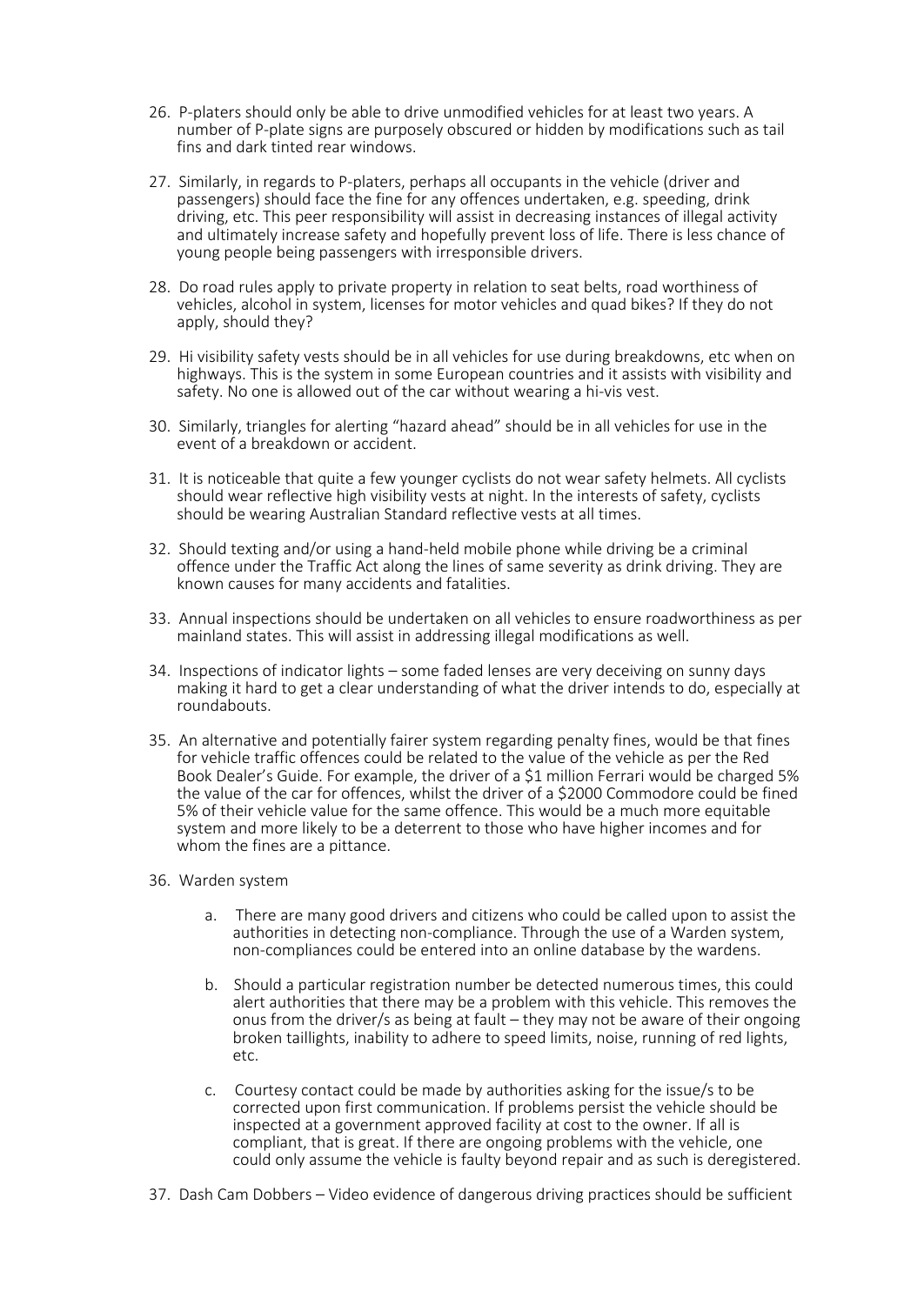26. P-platers should only be able to drive unmodified vehicles for at least two years. A number of P-plate signs are purposely obscured or hidden by modifications such as tail fins and dark tinted rear windows.

27. Similarly, in regards to P-platers, perhaps all occupants in the vehicle (driver and passengers) should face the fine for any offences undertaken, e.g. speeding, drink driving, etc. This peer responsibility will assist in decreasing instances of illegal activity and ultimately increase safety and hopefully prevent loss of life. There is less chance of young people being passengers with irresponsible drivers.

28. Do road rules apply to private property in relation to seat belts, road worthiness of vehicles, alcohol in system, licenses for motor vehicles and quad bikes? If they do not apply, should they?

29. Hi visibility safety vests should be in all vehicles for use during breakdowns, etc when on highways. This is the system in some European countries and it assists with visibility and safety. No one is allowed out of the car without wearing a hi-vis vest.

30. Similarly, triangles for alerting "hazard ahead" should be in all vehicles for use in the event of a breakdown or accident.

31. It is noticeable that quite a few younger cyclists do not wear safety helmets. All cyclists should wear reflective high visibility vests at night. In the interests of safety, cyclists should be wearing Australian Standard reflective vests at all times.

32. Should texting and/or using a hand-held mobile phone while driving be a criminal offence under the Traffic Act along the lines of same severity as drink driving. They are known causes for many accidents and fatalities.

33. Annual inspections should be undertaken on all vehicles to ensure roadworthiness as per mainland states. This will assist in addressing illegal modifications as well.

34. Inspections of indicator lights – some faded lenses are very deceiving on sunny days making it hard to get a clear understanding of what the driver intends to do, especially at roundabouts.

35. An alternative and potentially fairer system regarding penalty fines, would be that fines for vehicle traffic offences could be related to the value of the vehicle as per the Red Book Dealer's Guide. For example, the driver of a $1 million Ferrari would be charged 5% the value of the car for offences, whilst the driver of a $2000 Commodore could be fined 5% of their vehicle value for the same offence. This would be a much more equitable system and more likely to be a deterrent to those who have higher incomes and for whom the fines are a pittance.

36. Warden system

    a. There are many good drivers and citizens who could be called upon to assist the authorities in detecting non-compliance. Through the use of a Warden system, non-compliances could be entered into an online database by the wardens.

    b. Should a particular registration number be detected numerous times, this could alert authorities that there may be a problem with this vehicle. This removes the onus from the driver/s as being at fault – they may not be aware of their ongoing broken taillights, inability to adhere to speed limits, noise, running of red lights, etc.

    c. Courtesy contact could be made by authorities asking for the issue/s to be corrected upon first communication. If problems persist the vehicle should be inspected at a government approved facility at cost to the owner. If all is compliant, that is great. If there are ongoing problems with the vehicle, one could only assume the vehicle is faulty beyond repair and as such is deregistered.

37. Dash Cam Dobbers – Video evidence of dangerous driving practices should be sufficient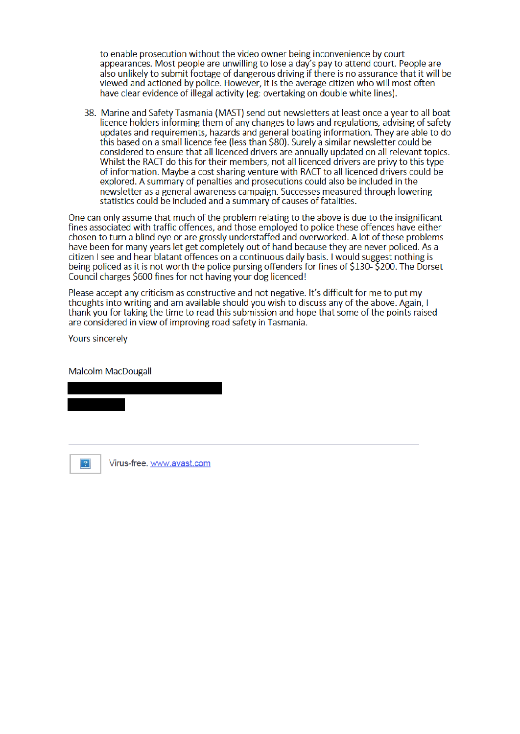to enable prosecution without the video owner being inconvenience by court appearances. Most people are unwilling to lose a day's pay to attend court. People are also unlikely to submit footage of dangerous driving if there is no assurance that it will be viewed and actioned by police. However, it is the average citizen who will most often have clear evidence of illegal activity (eg: overtaking on double white lines).

38. Marine and Safety Tasmania (MAST) send out newsletters at least once a year to all boat licence holders informing them of any changes to laws and regulations, advising of safety updates and requirements, hazards and general boating information. They are able to do this based on a small licence fee (less than $80). Surely a similar newsletter could be considered to ensure that all licenced drivers are annually updated on all relevant topics. Whilst the RACT do this for their members, not all licenced drivers are privy to this type of information. Maybe a cost sharing venture with RACT to all licenced drivers could be explored. A summary of penalties and prosecutions could also be included in the newsletter as a general awareness campaign. Successes measured through lowering statistics could be included and a summary of causes of fatalities.

One can only assume that much of the problem relating to the above is due to the insignificant fines associated with traffic offences, and those employed to police these offences have either chosen to turn a blind eye or are grossly understaffed and overworked. A lot of these problems have been for many years let get completely out of hand because they are never policed. As a citizen I see and hear blatant offences on a continuous daily basis. I would suggest nothing is being policed as it is not worth the police pursing offenders for fines of $130- $200. The Dorset Council charges $600 fines for not having your dog licenced!

Please accept any criticism as constructive and not negative. It's difficult for me to put my thoughts into writing and am available should you wish to discuss any of the above. Again, I thank you for taking the time to read this submission and hope that some of the points raised are considered in view of improving road safety in Tasmania.

Yours sincerely

Malcolm MacDougall

---

Virus-free. www.avast.com